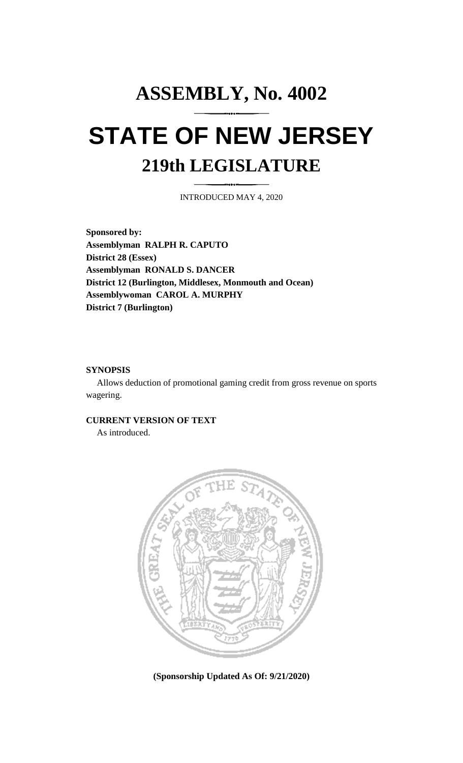# ASSEMBLY, No. 4002

# STATE OF NEW JERSEY

## 219th LEGISLATURE

INTRODUCED MAY 4, 2020

**Sponsored by:**
**Assemblyman RALPH R. CAPUTO**
**District 28 (Essex)**
**Assemblyman RONALD S. DANCER**
**District 12 (Burlington, Middlesex, Monmouth and Ocean)**
**Assemblywoman CAROL A. MURPHY**
**District 7 (Burlington)**

**SYNOPSIS**

Allows deduction of promotional gaming credit from gross revenue on sports wagering.

**CURRENT VERSION OF TEXT**

As introduced.

**(Sponsorship Updated As Of: 9/21/2020)**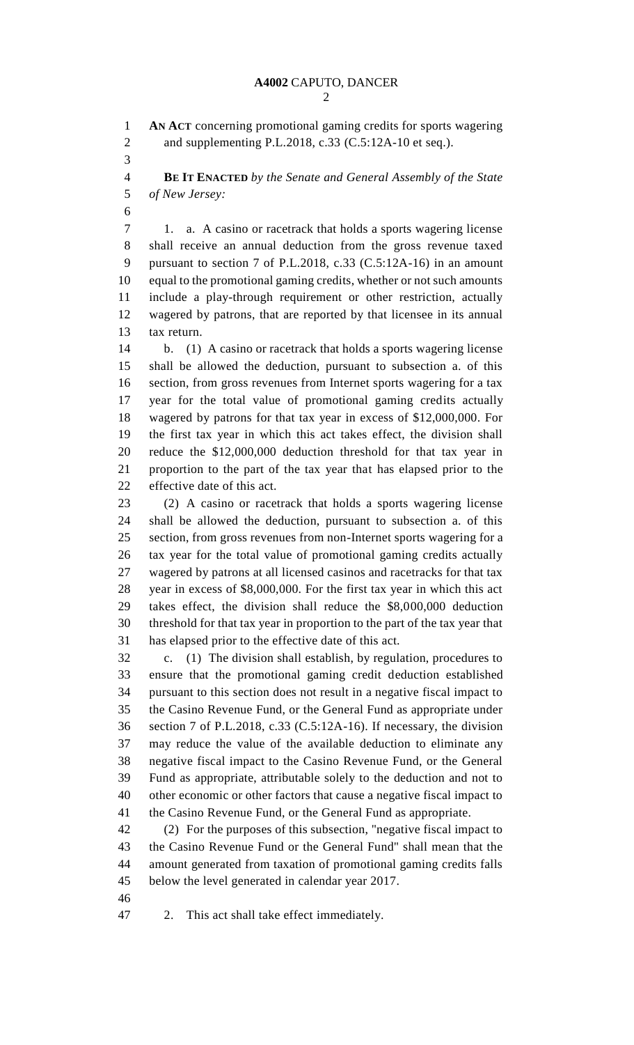**AN ACT** concerning promotional gaming credits for sports wagering and supplementing P.L.2018, c.33 (C.5:12A-10 et seq.).

**BE IT ENACTED** *by the Senate and General Assembly of the State of New Jersey:*

1. a. A casino or racetrack that holds a sports wagering license shall receive an annual deduction from the gross revenue taxed pursuant to section 7 of P.L.2018, c.33 (C.5:12A-16) in an amount equal to the promotional gaming credits, whether or not such amounts include a play-through requirement or other restriction, actually wagered by patrons, that are reported by that licensee in its annual tax return.

b. (1) A casino or racetrack that holds a sports wagering license shall be allowed the deduction, pursuant to subsection a. of this section, from gross revenues from Internet sports wagering for a tax year for the total value of promotional gaming credits actually wagered by patrons for that tax year in excess of $12,000,000. For the first tax year in which this act takes effect, the division shall reduce the $12,000,000 deduction threshold for that tax year in proportion to the part of the tax year that has elapsed prior to the effective date of this act.

(2) A casino or racetrack that holds a sports wagering license shall be allowed the deduction, pursuant to subsection a. of this section, from gross revenues from non-Internet sports wagering for a tax year for the total value of promotional gaming credits actually wagered by patrons at all licensed casinos and racetracks for that tax year in excess of $8,000,000. For the first tax year in which this act takes effect, the division shall reduce the $8,000,000 deduction threshold for that tax year in proportion to the part of the tax year that has elapsed prior to the effective date of this act.

c. (1) The division shall establish, by regulation, procedures to ensure that the promotional gaming credit deduction established pursuant to this section does not result in a negative fiscal impact to the Casino Revenue Fund, or the General Fund as appropriate under section 7 of P.L.2018, c.33 (C.5:12A-16). If necessary, the division may reduce the value of the available deduction to eliminate any negative fiscal impact to the Casino Revenue Fund, or the General Fund as appropriate, attributable solely to the deduction and not to other economic or other factors that cause a negative fiscal impact to the Casino Revenue Fund, or the General Fund as appropriate.

(2) For the purposes of this subsection, "negative fiscal impact to the Casino Revenue Fund or the General Fund" shall mean that the amount generated from taxation of promotional gaming credits falls below the level generated in calendar year 2017.

2. This act shall take effect immediately.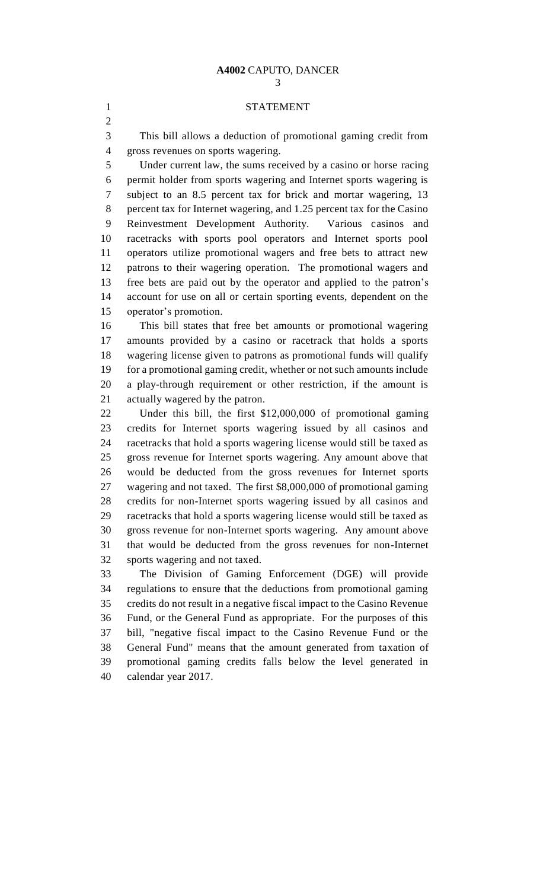## STATEMENT

This bill allows a deduction of promotional gaming credit from gross revenues on sports wagering.

Under current law, the sums received by a casino or horse racing permit holder from sports wagering and Internet sports wagering is subject to an 8.5 percent tax for brick and mortar wagering, 13 percent tax for Internet wagering, and 1.25 percent tax for the Casino Reinvestment Development Authority. Various casinos and racetracks with sports pool operators and Internet sports pool operators utilize promotional wagers and free bets to attract new patrons to their wagering operation. The promotional wagers and free bets are paid out by the operator and applied to the patron's account for use on all or certain sporting events, dependent on the operator's promotion.

This bill states that free bet amounts or promotional wagering amounts provided by a casino or racetrack that holds a sports wagering license given to patrons as promotional funds will qualify for a promotional gaming credit, whether or not such amounts include a play-through requirement or other restriction, if the amount is actually wagered by the patron.

Under this bill, the first $12,000,000 of promotional gaming credits for Internet sports wagering issued by all casinos and racetracks that hold a sports wagering license would still be taxed as gross revenue for Internet sports wagering. Any amount above that would be deducted from the gross revenues for Internet sports wagering and not taxed. The first $8,000,000 of promotional gaming credits for non-Internet sports wagering issued by all casinos and racetracks that hold a sports wagering license would still be taxed as gross revenue for non-Internet sports wagering. Any amount above that would be deducted from the gross revenues for non-Internet sports wagering and not taxed.

The Division of Gaming Enforcement (DGE) will provide regulations to ensure that the deductions from promotional gaming credits do not result in a negative fiscal impact to the Casino Revenue Fund, or the General Fund as appropriate. For the purposes of this bill, "negative fiscal impact to the Casino Revenue Fund or the General Fund" means that the amount generated from taxation of promotional gaming credits falls below the level generated in calendar year 2017.